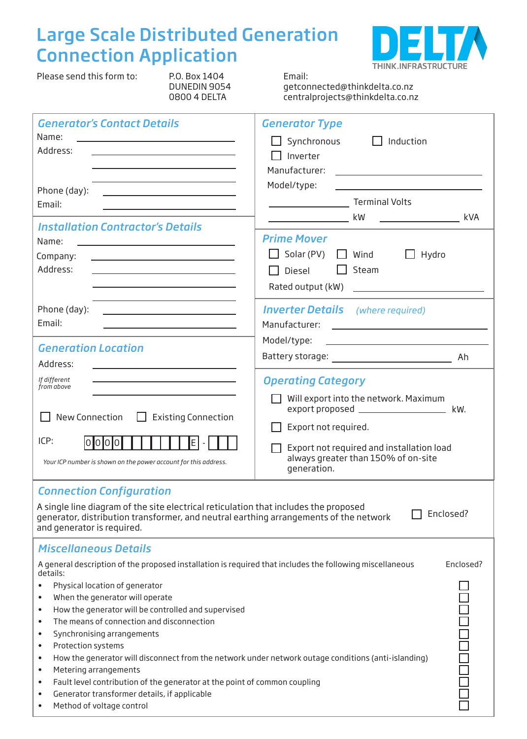# Large Scale Distributed Generation Connection Application

DELTA
THINK.INFRASTRUCTURE

Please send this form to:

P.O. Box 1404
DUNEDIN 9054
0800 4 DELTA

Email:
getconnected@thinkdelta.co.nz
centralprojects@thinkdelta.co.nz

## Generator's Contact Details

Name: \_\_\_\_\_\_\_\_\_\_\_\_\_\_\_\_\_\_\_\_

Address: \_\_\_\_\_\_\_\_\_\_\_\_\_\_\_\_\_\_\_\_

Phone (day): \_\_\_\_\_\_\_\_\_\_\_\_\_\_\_\_\_\_\_\_

Email: \_\_\_\_\_\_\_\_\_\_\_\_\_\_\_\_\_\_\_\_

## Installation Contractor's Details

Name: \_\_\_\_\_\_\_\_\_\_\_\_\_\_\_\_\_\_\_\_

Company: \_\_\_\_\_\_\_\_\_\_\_\_\_\_\_\_\_\_\_\_

Address: \_\_\_\_\_\_\_\_\_\_\_\_\_\_\_\_\_\_\_\_

Phone (day): \_\_\_\_\_\_\_\_\_\_\_\_\_\_\_\_\_\_\_\_

Email: \_\_\_\_\_\_\_\_\_\_\_\_\_\_\_\_\_\_\_\_

## Generation Location

Address: \_\_\_\_\_\_\_\_\_\_\_\_\_\_\_\_\_\_\_\_

*If different from above*

☐ New Connection ☐ Existing Connection

ICP: 0 0 0 0 ☐☐☐☐☐☐☐ E - ☐☐☐

*Your ICP number is shown on the power account for this address.*

## Generator Type

☐ Synchronous ☐ Induction

☐ Inverter

Manufacturer: \_\_\_\_\_\_\_\_\_\_\_\_\_\_\_\_\_\_\_\_

Model/type: \_\_\_\_\_\_\_\_\_\_\_\_\_\_\_\_\_\_\_\_

\_\_\_\_\_\_\_\_\_\_ Terminal Volts

\_\_\_\_\_\_\_\_\_\_ kW \_\_\_\_\_\_\_\_\_\_ kVA

## Prime Mover

☐ Solar (PV) ☐ Wind ☐ Hydro

☐ Diesel ☐ Steam

Rated output (kW) \_\_\_\_\_\_\_\_\_\_\_\_\_\_\_\_\_\_\_\_

## Inverter Details *(where required)*

Manufacturer: \_\_\_\_\_\_\_\_\_\_\_\_\_\_\_\_\_\_\_\_

Model/type: \_\_\_\_\_\_\_\_\_\_\_\_\_\_\_\_\_\_\_\_

Battery storage: \_\_\_\_\_\_\_\_\_\_\_\_\_\_\_\_\_\_\_\_ Ah

## Operating Category

☐ Will export into the network. Maximum export proposed \_\_\_\_\_\_\_\_\_\_ kW.

☐ Export not required.

☐ Export not required and installation load always greater than 150% of on-site generation.

## Connection Configuration

A single line diagram of the site electrical reticulation that includes the proposed generator, distribution transformer, and neutral earthing arrangements of the network and generator is required. ☐ Enclosed?

## Miscellaneous Details

A general description of the proposed installation is required that includes the following miscellaneous details:

| Detail | Enclosed? |
|---|---|
| Physical location of generator | ☐ |
| When the generator will operate | ☐ |
| How the generator will be controlled and supervised | ☐ |
| The means of connection and disconnection | ☐ |
| Synchronising arrangements | ☐ |
| Protection systems | ☐ |
| How the generator will disconnect from the network under network outage conditions (anti-islanding) | ☐ |
| Metering arrangements | ☐ |
| Fault level contribution of the generator at the point of common coupling | ☐ |
| Generator transformer details, if applicable | ☐ |
| Method of voltage control | ☐ |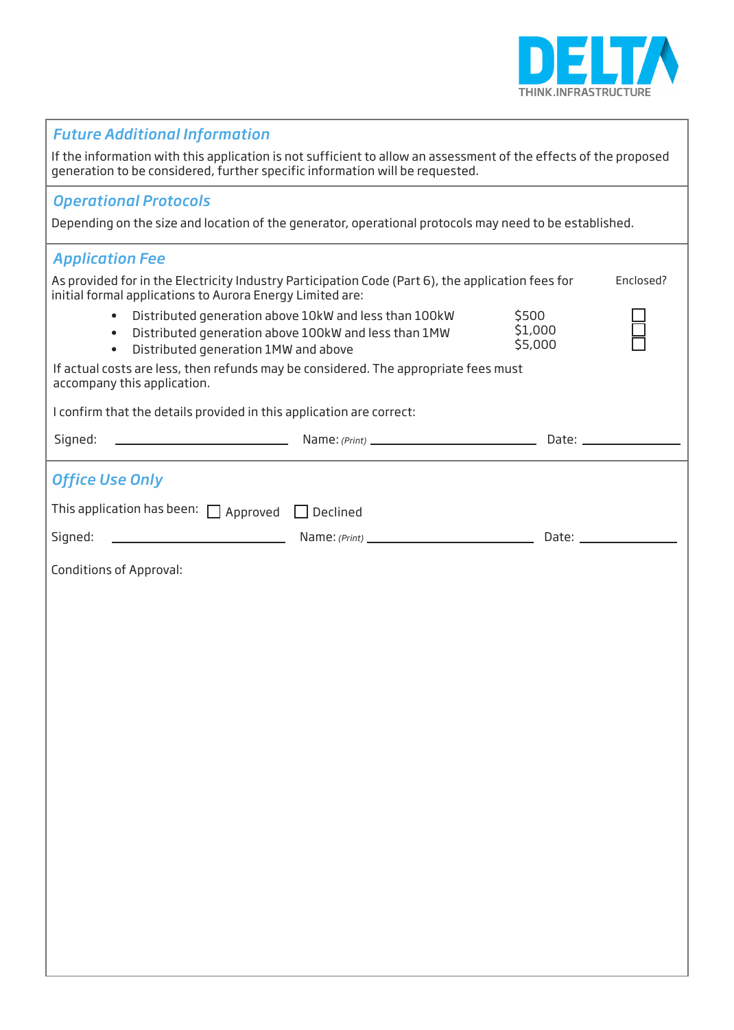DELTA
THINK.INFRASTRUCTURE

## *Future Additional Information*

If the information with this application is not sufficient to allow an assessment of the effects of the proposed generation to be considered, further specific information will be requested.

## *Operational Protocols*

Depending on the size and location of the generator, operational protocols may need to be established.

## *Application Fee*

As provided for in the Electricity Industry Participation Code (Part 6), the application fees for initial formal applications to Aurora Energy Limited are:

| | | Enclosed? |
|---|---|---|
| • Distributed generation above 10kW and less than 100kW | $500 | ☐ |
| • Distributed generation above 100kW and less than 1MW | $1,000 | ☐ |
| • Distributed generation 1MW and above | $5,000 | ☐ |

If actual costs are less, then refunds may be considered. The appropriate fees must accompany this application.

I confirm that the details provided in this application are correct:

Signed: ____________________ Name: *(Print)* ____________________ Date: ____________

## *Office Use Only*

This application has been: ☐ Approved ☐ Declined

Signed: ____________________ Name: *(Print)* ____________________ Date: ____________

Conditions of Approval: